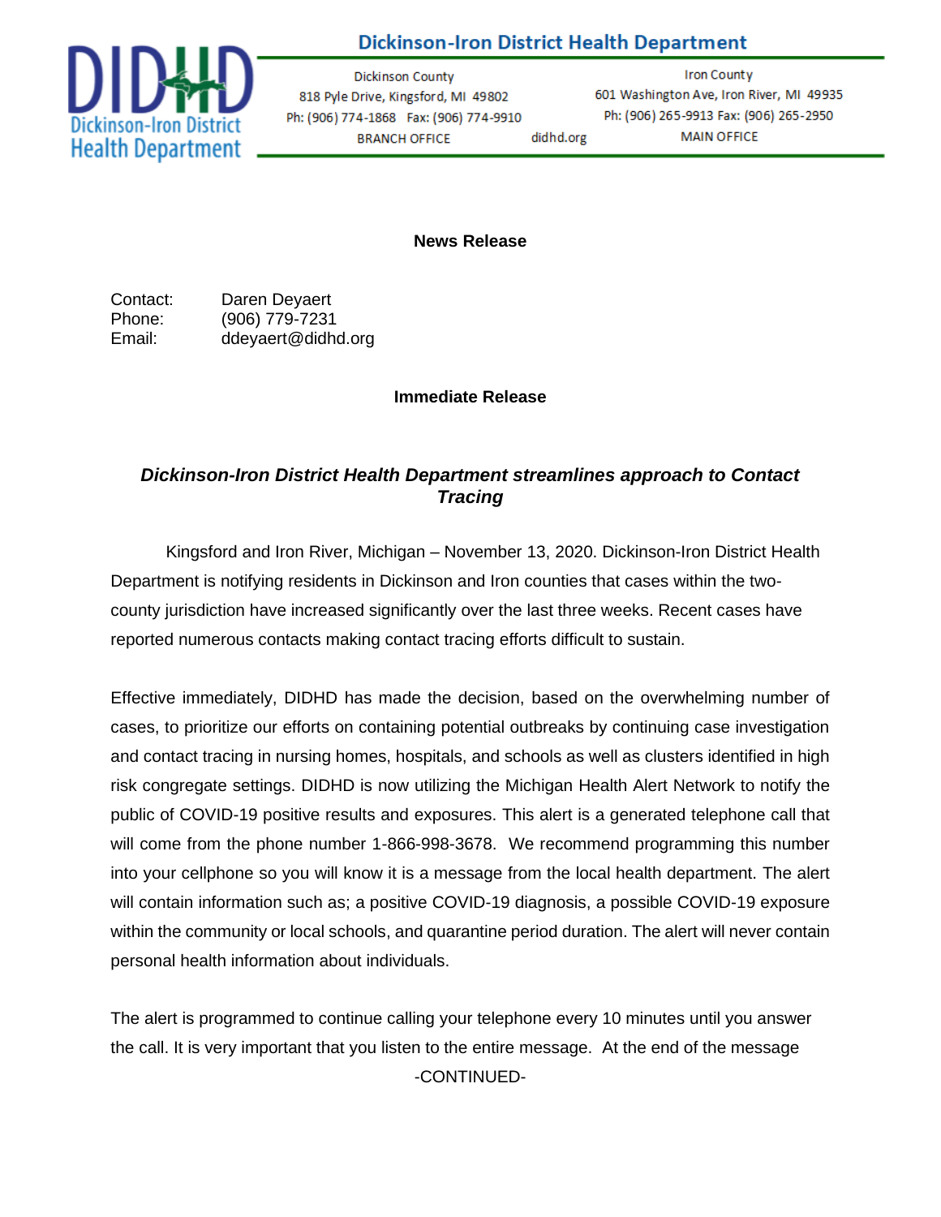**Dickinson-Iron District Health Department**

Dickinson-Iron District Health Department

| Dickinson County | | Iron County |
|---|---|---|
| 818 Pyle Drive, Kingsford, MI 49802 | | 601 Washington Ave, Iron River, MI 49935 |
| Ph: (906) 774-1868 Fax: (906) 774-9910 | | Ph: (906) 265-9913 Fax: (906) 265-2950 |
| BRANCH OFFICE | didhd.org | MAIN OFFICE |

**News Release**

Contact: Daren Deyaert
Phone: (906) 779-7231
Email: ddeyaert@didhd.org

**Immediate Release**

## ***Dickinson-Iron District Health Department streamlines approach to Contact Tracing***

Kingsford and Iron River, Michigan – November 13, 2020. Dickinson-Iron District Health Department is notifying residents in Dickinson and Iron counties that cases within the two-county jurisdiction have increased significantly over the last three weeks. Recent cases have reported numerous contacts making contact tracing efforts difficult to sustain.

Effective immediately, DIDHD has made the decision, based on the overwhelming number of cases, to prioritize our efforts on containing potential outbreaks by continuing case investigation and contact tracing in nursing homes, hospitals, and schools as well as clusters identified in high risk congregate settings. DIDHD is now utilizing the Michigan Health Alert Network to notify the public of COVID-19 positive results and exposures. This alert is a generated telephone call that will come from the phone number 1-866-998-3678. We recommend programming this number into your cellphone so you will know it is a message from the local health department. The alert will contain information such as; a positive COVID-19 diagnosis, a possible COVID-19 exposure within the community or local schools, and quarantine period duration. The alert will never contain personal health information about individuals.

The alert is programmed to continue calling your telephone every 10 minutes until you answer the call. It is very important that you listen to the entire message. At the end of the message

-CONTINUED-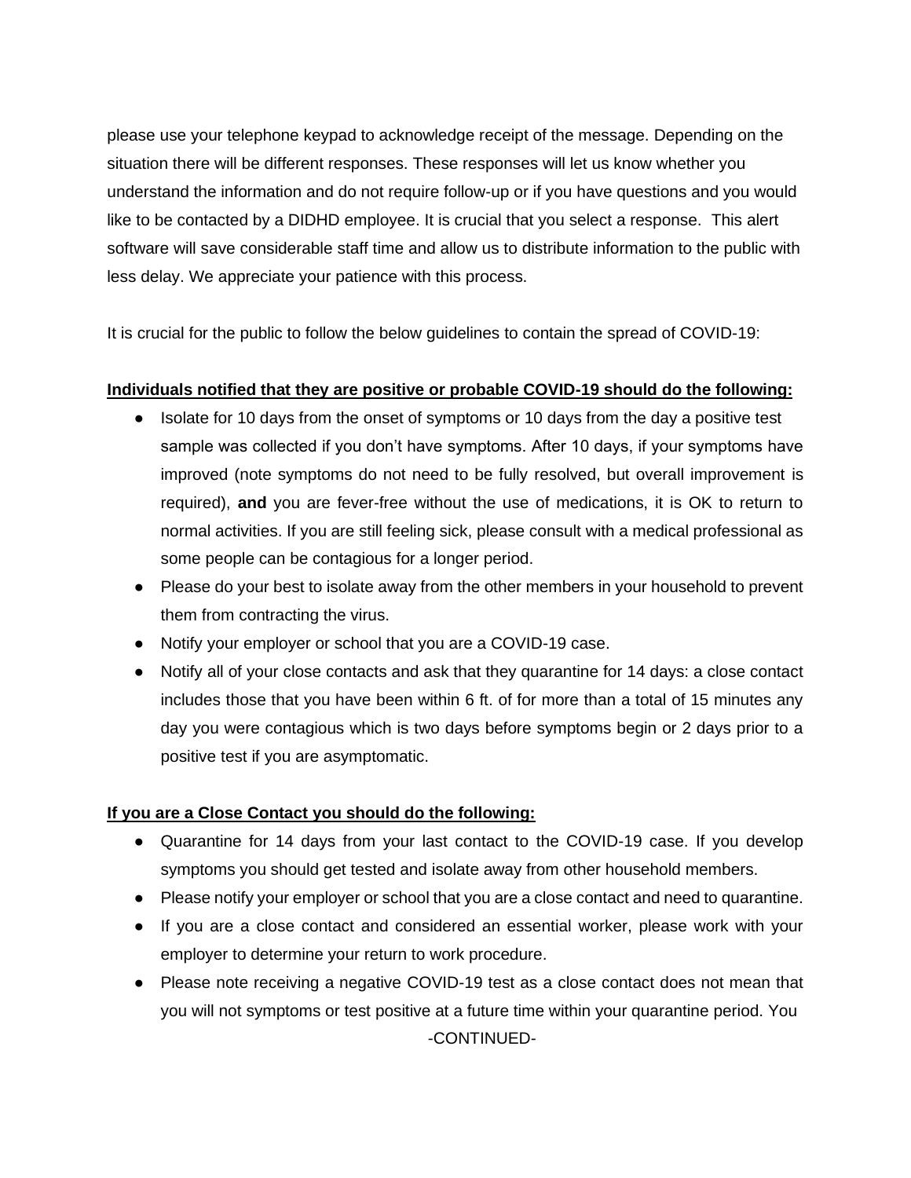please use your telephone keypad to acknowledge receipt of the message. Depending on the situation there will be different responses. These responses will let us know whether you understand the information and do not require follow-up or if you have questions and you would like to be contacted by a DIDHD employee. It is crucial that you select a response. This alert software will save considerable staff time and allow us to distribute information to the public with less delay. We appreciate your patience with this process.

It is crucial for the public to follow the below guidelines to contain the spread of COVID-19:

**Individuals notified that they are positive or probable COVID-19 should do the following:**

- Isolate for 10 days from the onset of symptoms or 10 days from the day a positive test sample was collected if you don't have symptoms. After 10 days, if your symptoms have improved (note symptoms do not need to be fully resolved, but overall improvement is required), **and** you are fever-free without the use of medications, it is OK to return to normal activities. If you are still feeling sick, please consult with a medical professional as some people can be contagious for a longer period.
- Please do your best to isolate away from the other members in your household to prevent them from contracting the virus.
- Notify your employer or school that you are a COVID-19 case.
- Notify all of your close contacts and ask that they quarantine for 14 days: a close contact includes those that you have been within 6 ft. of for more than a total of 15 minutes any day you were contagious which is two days before symptoms begin or 2 days prior to a positive test if you are asymptomatic.

**If you are a Close Contact you should do the following:**

- Quarantine for 14 days from your last contact to the COVID-19 case. If you develop symptoms you should get tested and isolate away from other household members.
- Please notify your employer or school that you are a close contact and need to quarantine.
- If you are a close contact and considered an essential worker, please work with your employer to determine your return to work procedure.
- Please note receiving a negative COVID-19 test as a close contact does not mean that you will not symptoms or test positive at a future time within your quarantine period. You

-CONTINUED-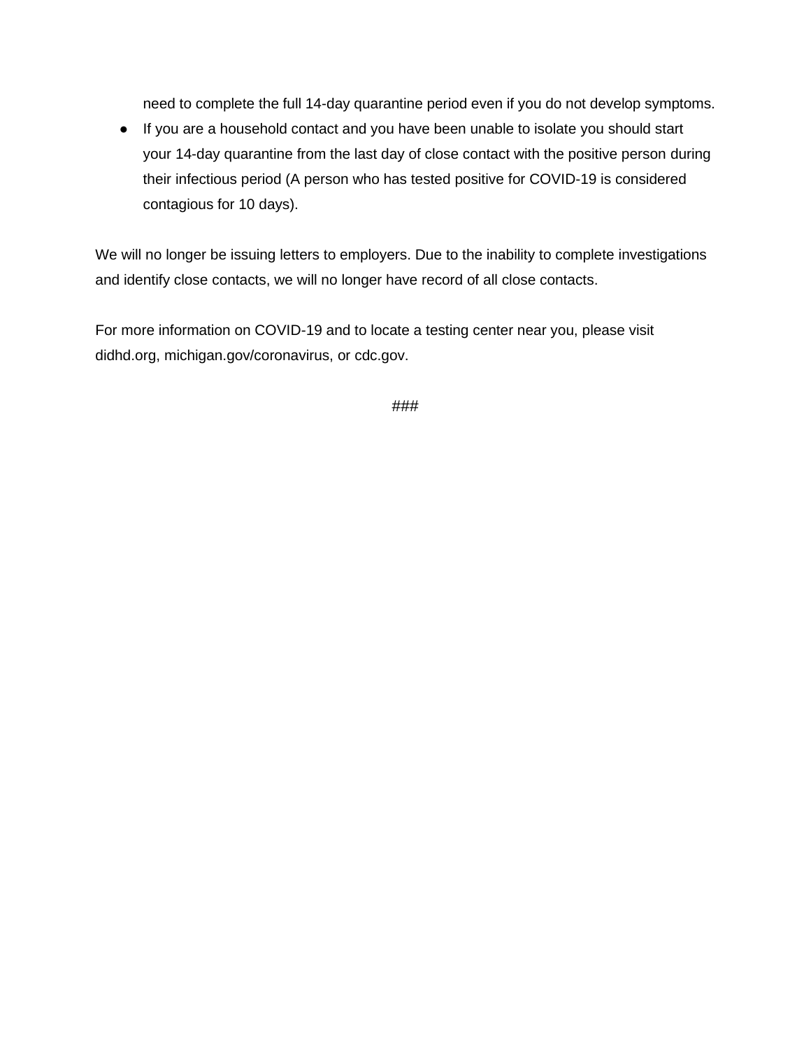need to complete the full 14-day quarantine period even if you do not develop symptoms.

- If you are a household contact and you have been unable to isolate you should start your 14-day quarantine from the last day of close contact with the positive person during their infectious period (A person who has tested positive for COVID-19 is considered contagious for 10 days).

We will no longer be issuing letters to employers. Due to the inability to complete investigations and identify close contacts, we will no longer have record of all close contacts.

For more information on COVID-19 and to locate a testing center near you, please visit didhd.org, michigan.gov/coronavirus, or cdc.gov.

###